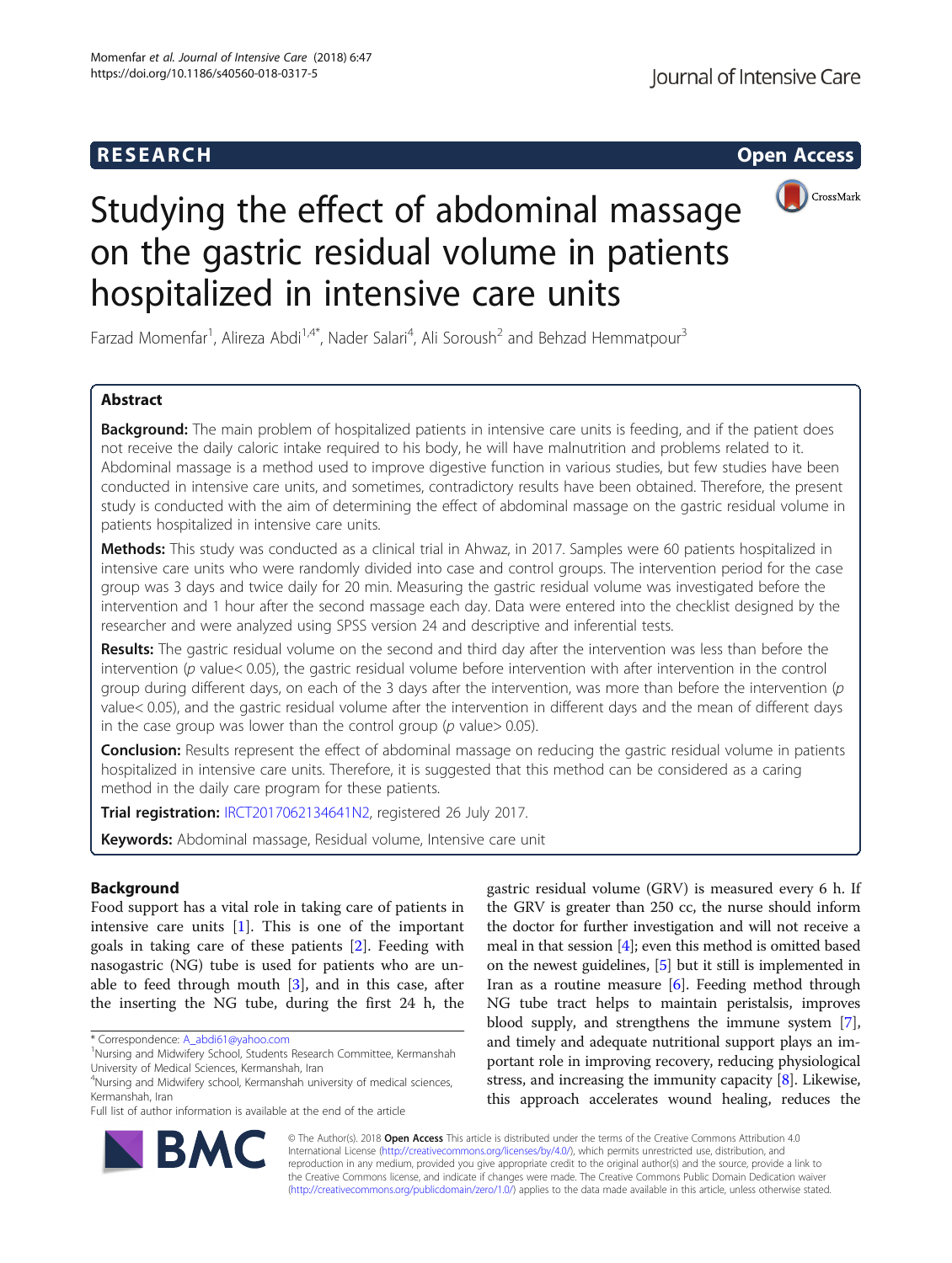RESEARCH Open Access

# Studying the effect of abdominal massage on the gastric residual volume in patients hospitalized in intensive care units

Farzad Momenfar[1], Alireza Abdi[1,4*], Nader Salari[4], Ali Soroush[2] and Behzad Hemmatpour[3]

## Abstract

**Background:** The main problem of hospitalized patients in intensive care units is feeding, and if the patient does not receive the daily caloric intake required to his body, he will have malnutrition and problems related to it. Abdominal massage is a method used to improve digestive function in various studies, but few studies have been conducted in intensive care units, and sometimes, contradictory results have been obtained. Therefore, the present study is conducted with the aim of determining the effect of abdominal massage on the gastric residual volume in patients hospitalized in intensive care units.

**Methods:** This study was conducted as a clinical trial in Ahwaz, in 2017. Samples were 60 patients hospitalized in intensive care units who were randomly divided into case and control groups. The intervention period for the case group was 3 days and twice daily for 20 min. Measuring the gastric residual volume was investigated before the intervention and 1 hour after the second massage each day. Data were entered into the checklist designed by the researcher and were analyzed using SPSS version 24 and descriptive and inferential tests.

**Results:** The gastric residual volume on the second and third day after the intervention was less than before the intervention ($p$ value< 0.05), the gastric residual volume before intervention with after intervention in the control group during different days, on each of the 3 days after the intervention, was more than before the intervention ($p$ value< 0.05), and the gastric residual volume after the intervention in different days and the mean of different days in the case group was lower than the control group ($p$ value> 0.05).

**Conclusion:** Results represent the effect of abdominal massage on reducing the gastric residual volume in patients hospitalized in intensive care units. Therefore, it is suggested that this method can be considered as a caring method in the daily care program for these patients.

**Trial registration:** IRCT2017062134641N2, registered 26 July 2017.

**Keywords:** Abdominal massage, Residual volume, Intensive care unit

## Background

Food support has a vital role in taking care of patients in intensive care units [1]. This is one of the important goals in taking care of these patients [2]. Feeding with nasogastric (NG) tube is used for patients who are unable to feed through mouth [3], and in this case, after the inserting the NG tube, during the first 24 h, the gastric residual volume (GRV) is measured every 6 h. If the GRV is greater than 250 cc, the nurse should inform the doctor for further investigation and will not receive a meal in that session [4]; even this method is omitted based on the newest guidelines, [5] but it still is implemented in Iran as a routine measure [6]. Feeding method through NG tube tract helps to maintain peristalsis, improves blood supply, and strengthens the immune system [7], and timely and adequate nutritional support plays an important role in improving recovery, reducing physiological stress, and increasing the immunity capacity [8]. Likewise, this approach accelerates wound healing, reduces the

\* Correspondence: A_abdi61@yahoo.com
[1]Nursing and Midwifery School, Students Research Committee, Kermanshah University of Medical Sciences, Kermanshah, Iran
[4]Nursing and Midwifery school, Kermanshah university of medical sciences, Kermanshah, Iran
Full list of author information is available at the end of the article

© The Author(s). 2018 **Open Access** This article is distributed under the terms of the Creative Commons Attribution 4.0 International License (http://creativecommons.org/licenses/by/4.0/), which permits unrestricted use, distribution, and reproduction in any medium, provided you give appropriate credit to the original author(s) and the source, provide a link to the Creative Commons license, and indicate if changes were made. The Creative Commons Public Domain Dedication waiver (http://creativecommons.org/publicdomain/zero/1.0/) applies to the data made available in this article, unless otherwise stated.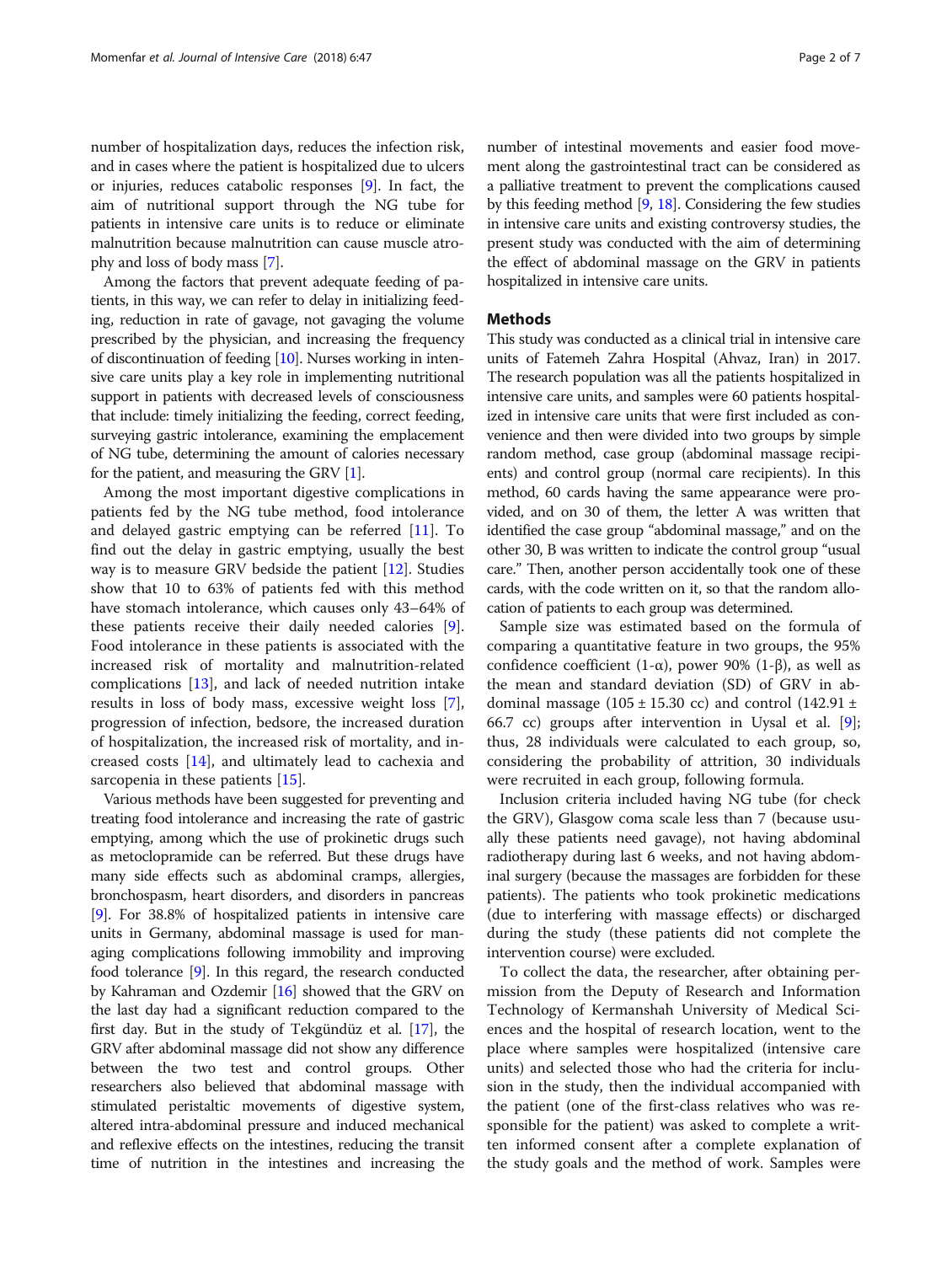number of hospitalization days, reduces the infection risk, and in cases where the patient is hospitalized due to ulcers or injuries, reduces catabolic responses [9]. In fact, the aim of nutritional support through the NG tube for patients in intensive care units is to reduce or eliminate malnutrition because malnutrition can cause muscle atrophy and loss of body mass [7].

Among the factors that prevent adequate feeding of patients, in this way, we can refer to delay in initializing feeding, reduction in rate of gavage, not gavaging the volume prescribed by the physician, and increasing the frequency of discontinuation of feeding [10]. Nurses working in intensive care units play a key role in implementing nutritional support in patients with decreased levels of consciousness that include: timely initializing the feeding, correct feeding, surveying gastric intolerance, examining the emplacement of NG tube, determining the amount of calories necessary for the patient, and measuring the GRV [1].

Among the most important digestive complications in patients fed by the NG tube method, food intolerance and delayed gastric emptying can be referred [11]. To find out the delay in gastric emptying, usually the best way is to measure GRV bedside the patient [12]. Studies show that 10 to 63% of patients fed with this method have stomach intolerance, which causes only 43–64% of these patients receive their daily needed calories [9]. Food intolerance in these patients is associated with the increased risk of mortality and malnutrition-related complications [13], and lack of needed nutrition intake results in loss of body mass, excessive weight loss [7], progression of infection, bedsore, the increased duration of hospitalization, the increased risk of mortality, and increased costs [14], and ultimately lead to cachexia and sarcopenia in these patients [15].

Various methods have been suggested for preventing and treating food intolerance and increasing the rate of gastric emptying, among which the use of prokinetic drugs such as metoclopramide can be referred. But these drugs have many side effects such as abdominal cramps, allergies, bronchospasm, heart disorders, and disorders in pancreas [9]. For 38.8% of hospitalized patients in intensive care units in Germany, abdominal massage is used for managing complications following immobility and improving food tolerance [9]. In this regard, the research conducted by Kahraman and Ozdemir [16] showed that the GRV on the last day had a significant reduction compared to the first day. But in the study of Tekgündüz et al. [17], the GRV after abdominal massage did not show any difference between the two test and control groups. Other researchers also believed that abdominal massage with stimulated peristaltic movements of digestive system, altered intra-abdominal pressure and induced mechanical and reflexive effects on the intestines, reducing the transit time of nutrition in the intestines and increasing the number of intestinal movements and easier food movement along the gastrointestinal tract can be considered as a palliative treatment to prevent the complications caused by this feeding method [9, 18]. Considering the few studies in intensive care units and existing controversy studies, the present study was conducted with the aim of determining the effect of abdominal massage on the GRV in patients hospitalized in intensive care units.

## Methods

This study was conducted as a clinical trial in intensive care units of Fatemeh Zahra Hospital (Ahvaz, Iran) in 2017. The research population was all the patients hospitalized in intensive care units, and samples were 60 patients hospitalized in intensive care units that were first included as convenience and then were divided into two groups by simple random method, case group (abdominal massage recipients) and control group (normal care recipients). In this method, 60 cards having the same appearance were provided, and on 30 of them, the letter A was written that identified the case group "abdominal massage," and on the other 30, B was written to indicate the control group "usual care." Then, another person accidentally took one of these cards, with the code written on it, so that the random allocation of patients to each group was determined.

Sample size was estimated based on the formula of comparing a quantitative feature in two groups, the 95% confidence coefficient ($1-\alpha$), power 90% ($1-\beta$), as well as the mean and standard deviation (SD) of GRV in abdominal massage ($105 \pm 15.30$ cc) and control ($142.91 \pm 66.7$ cc) groups after intervention in Uysal et al. [9]; thus, 28 individuals were calculated to each group, so, considering the probability of attrition, 30 individuals were recruited in each group, following formula.

Inclusion criteria included having NG tube (for check the GRV), Glasgow coma scale less than 7 (because usually these patients need gavage), not having abdominal radiotherapy during last 6 weeks, and not having abdominal surgery (because the massages are forbidden for these patients). The patients who took prokinetic medications (due to interfering with massage effects) or discharged during the study (these patients did not complete the intervention course) were excluded.

To collect the data, the researcher, after obtaining permission from the Deputy of Research and Information Technology of Kermanshah University of Medical Sciences and the hospital of research location, went to the place where samples were hospitalized (intensive care units) and selected those who had the criteria for inclusion in the study, then the individual accompanied with the patient (one of the first-class relatives who was responsible for the patient) was asked to complete a written informed consent after a complete explanation of the study goals and the method of work. Samples were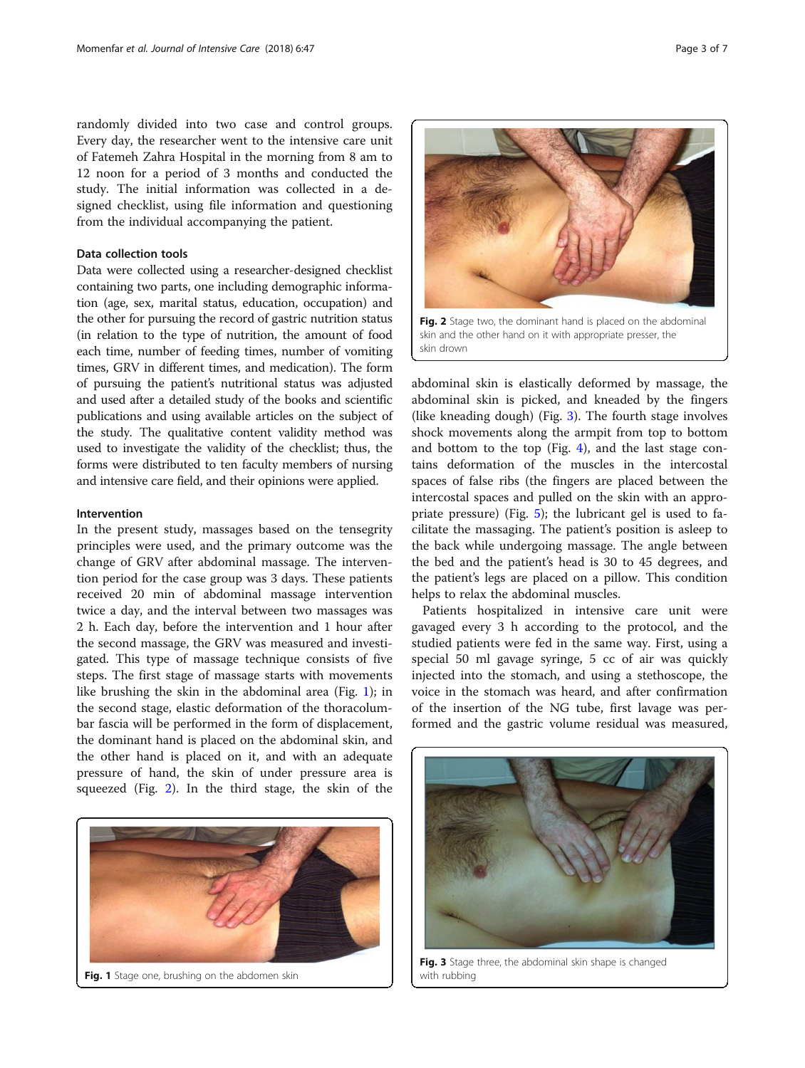randomly divided into two case and control groups. Every day, the researcher went to the intensive care unit of Fatemeh Zahra Hospital in the morning from 8 am to 12 noon for a period of 3 months and conducted the study. The initial information was collected in a designed checklist, using file information and questioning from the individual accompanying the patient.

### Data collection tools

Data were collected using a researcher-designed checklist containing two parts, one including demographic information (age, sex, marital status, education, occupation) and the other for pursuing the record of gastric nutrition status (in relation to the type of nutrition, the amount of food each time, number of feeding times, number of vomiting times, GRV in different times, and medication). The form of pursuing the patient's nutritional status was adjusted and used after a detailed study of the books and scientific publications and using available articles on the subject of the study. The qualitative content validity method was used to investigate the validity of the checklist; thus, the forms were distributed to ten faculty members of nursing and intensive care field, and their opinions were applied.

### Intervention

In the present study, massages based on the tensegrity principles were used, and the primary outcome was the change of GRV after abdominal massage. The intervention period for the case group was 3 days. These patients received 20 min of abdominal massage intervention twice a day, and the interval between two massages was 2 h. Each day, before the intervention and 1 hour after the second massage, the GRV was measured and investigated. This type of massage technique consists of five steps. The first stage of massage starts with movements like brushing the skin in the abdominal area (Fig. 1); in the second stage, elastic deformation of the thoracolumbar fascia will be performed in the form of displacement, the dominant hand is placed on the abdominal skin, and the other hand is placed on it, and with an adequate pressure of hand, the skin of under pressure area is squeezed (Fig. 2). In the third stage, the skin of the abdominal skin is elastically deformed by massage, the abdominal skin is picked, and kneaded by the fingers (like kneading dough) (Fig. 3). The fourth stage involves shock movements along the armpit from top to bottom and bottom to the top (Fig. 4), and the last stage contains deformation of the muscles in the intercostal spaces of false ribs (the fingers are placed between the intercostal spaces and pulled on the skin with an appropriate pressure) (Fig. 5); the lubricant gel is used to facilitate the massaging. The patient's position is asleep to the back while undergoing massage. The angle between the bed and the patient's head is 30 to 45 degrees, and the patient's legs are placed on a pillow. This condition helps to relax the abdominal muscles.

**Fig. 1** Stage one, brushing on the abdomen skin

**Fig. 2** Stage two, the dominant hand is placed on the abdominal skin and the other hand on it with appropriate presser, the skin drown

Patients hospitalized in intensive care unit were gavaged every 3 h according to the protocol, and the studied patients were fed in the same way. First, using a special 50 ml gavage syringe, 5 cc of air was quickly injected into the stomach, and using a stethoscope, the voice in the stomach was heard, and after confirmation of the insertion of the NG tube, first lavage was performed and the gastric volume residual was measured,

**Fig. 3** Stage three, the abdominal skin shape is changed with rubbing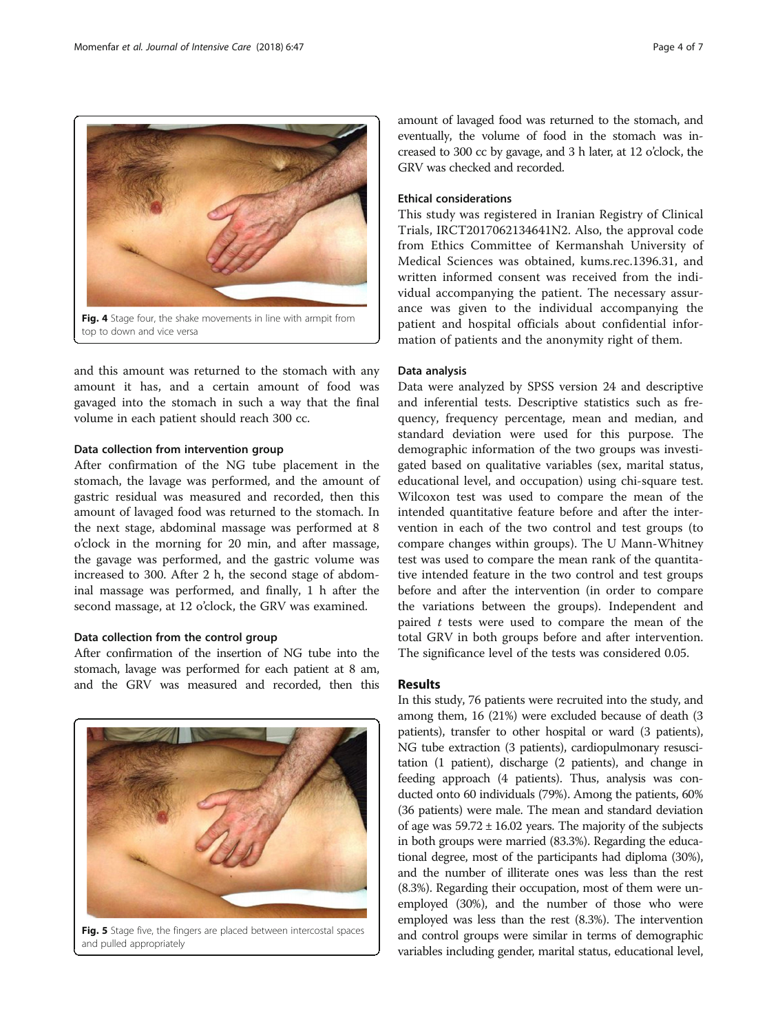Fig. 4 Stage four, the shake movements in line with armpit from top to down and vice versa

and this amount was returned to the stomach with any amount it has, and a certain amount of food was gavaged into the stomach in such a way that the final volume in each patient should reach 300 cc.

### Data collection from intervention group

After confirmation of the NG tube placement in the stomach, the lavage was performed, and the amount of gastric residual was measured and recorded, then this amount of lavaged food was returned to the stomach. In the next stage, abdominal massage was performed at 8 o'clock in the morning for 20 min, and after massage, the gavage was performed, and the gastric volume was increased to 300. After 2 h, the second stage of abdominal massage was performed, and finally, 1 h after the second massage, at 12 o'clock, the GRV was examined.

### Data collection from the control group

After confirmation of the insertion of NG tube into the stomach, lavage was performed for each patient at 8 am, and the GRV was measured and recorded, then this amount of lavaged food was returned to the stomach, and eventually, the volume of food in the stomach was increased to 300 cc by gavage, and 3 h later, at 12 o'clock, the GRV was checked and recorded.

Fig. 5 Stage five, the fingers are placed between intercostal spaces and pulled appropriately

### Ethical considerations

This study was registered in Iranian Registry of Clinical Trials, IRCT2017062134641N2. Also, the approval code from Ethics Committee of Kermanshah University of Medical Sciences was obtained, kums.rec.1396.31, and written informed consent was received from the individual accompanying the patient. The necessary assurance was given to the individual accompanying the patient and hospital officials about confidential information of patients and the anonymity right of them.

### Data analysis

Data were analyzed by SPSS version 24 and descriptive and inferential tests. Descriptive statistics such as frequency, frequency percentage, mean and median, and standard deviation were used for this purpose. The demographic information of the two groups was investigated based on qualitative variables (sex, marital status, educational level, and occupation) using chi-square test. Wilcoxon test was used to compare the mean of the intended quantitative feature before and after the intervention in each of the two control and test groups (to compare changes within groups). The U Mann-Whitney test was used to compare the mean rank of the quantitative intended feature in the two control and test groups before and after the intervention (in order to compare the variations between the groups). Independent and paired *t* tests were used to compare the mean of the total GRV in both groups before and after intervention. The significance level of the tests was considered 0.05.

## Results

In this study, 76 patients were recruited into the study, and among them, 16 (21%) were excluded because of death (3 patients), transfer to other hospital or ward (3 patients), NG tube extraction (3 patients), cardiopulmonary resuscitation (1 patient), discharge (2 patients), and change in feeding approach (4 patients). Thus, analysis was conducted onto 60 individuals (79%). Among the patients, 60% (36 patients) were male. The mean and standard deviation of age was $59.72 \pm 16.02$ years. The majority of the subjects in both groups were married (83.3%). Regarding the educational degree, most of the participants had diploma (30%), and the number of illiterate ones was less than the rest (8.3%). Regarding their occupation, most of them were unemployed (30%), and the number of those who were employed was less than the rest (8.3%). The intervention and control groups were similar in terms of demographic variables including gender, marital status, educational level,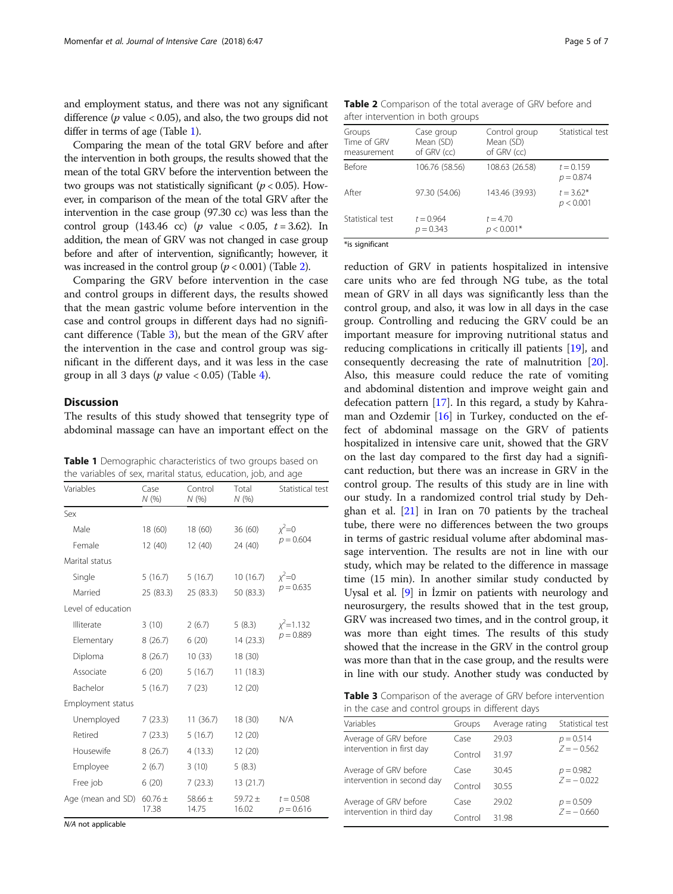and employment status, and there was not any significant difference ($p$ value < 0.05), and also, the two groups did not differ in terms of age (Table 1).

Comparing the mean of the total GRV before and after the intervention in both groups, the results showed that the mean of the total GRV before the intervention between the two groups was not statistically significant ($p < 0.05$). However, in comparison of the mean of the total GRV after the intervention in the case group (97.30 cc) was less than the control group (143.46 cc) ($p$ value < 0.05, $t = 3.62$). In addition, the mean of GRV was not changed in case group before and after of intervention, significantly; however, it was increased in the control group ($p < 0.001$) (Table 2).

Comparing the GRV before intervention in the case and control groups in different days, the results showed that the mean gastric volume before intervention in the case and control groups in different days had no significant difference (Table 3), but the mean of the GRV after the intervention in the case and control group was significant in the different days, and it was less in the case group in all 3 days ($p$ value < 0.05) (Table 4).

## Discussion

The results of this study showed that tensegrity type of abdominal massage can have an important effect on the reduction of GRV in patients hospitalized in intensive care units who are fed through NG tube, as the total mean of GRV in all days was significantly less than the control group, and also, it was low in all days in the case group. Controlling and reducing the GRV could be an important measure for improving nutritional status and reducing complications in critically ill patients [19], and consequently decreasing the rate of malnutrition [20]. Also, this measure could reduce the rate of vomiting and abdominal distention and improve weight gain and defecation pattern [17]. In this regard, a study by Kahraman and Ozdemir [16] in Turkey, conducted on the effect of abdominal massage on the GRV of patients hospitalized in intensive care unit, showed that the GRV on the last day compared to the first day had a significant reduction, but there was an increase in GRV in the control group. The results of this study are in line with our study. In a randomized control trial study by Dehghan et al. [21] in Iran on 70 patients by the tracheal tube, there were no differences between the two groups in terms of gastric residual volume after abdominal massage intervention. The results are not in line with our study, which may be related to the difference in massage time (15 min). In another similar study conducted by Uysal et al. [9] in İzmir on patients with neurology and neurosurgery, the results showed that in the test group, GRV was increased two times, and in the control group, it was more than eight times. The results of this study showed that the increase in the GRV in the control group was more than that in the case group, and the results were in line with our study. Another study was conducted by

**Table 1** Demographic characteristics of two groups based on the variables of sex, marital status, education, job, and age

| Variables | Case *N* (%) | Control *N* (%) | Total *N* (%) | Statistical test |
|---|---|---|---|---|
| Sex | | | | |
| Male | 18 (60) | 18 (60) | 36 (60) | $\chi^2=0$ $p = 0.604$ |
| Female | 12 (40) | 12 (40) | 24 (40) | |
| Marital status | | | | |
| Single | 5 (16.7) | 5 (16.7) | 10 (16.7) | $\chi^2=0$ $p = 0.635$ |
| Married | 25 (83.3) | 25 (83.3) | 50 (83.3) | |
| Level of education | | | | |
| Illiterate | 3 (10) | 2 (6.7) | 5 (8.3) | $\chi^2=1.132$ $p = 0.889$ |
| Elementary | 8 (26.7) | 6 (20) | 14 (23.3) | |
| Diploma | 8 (26.7) | 10 (33) | 18 (30) | |
| Associate | 6 (20) | 5 (16.7) | 11 (18.3) | |
| Bachelor | 5 (16.7) | 7 (23) | 12 (20) | |
| Employment status | | | | |
| Unemployed | 7 (23.3) | 11 (36.7) | 18 (30) | N/A |
| Retired | 7 (23.3) | 5 (16.7) | 12 (20) | |
| Housewife | 8 (26.7) | 4 (13.3) | 12 (20) | |
| Employee | 2 (6.7) | 3 (10) | 5 (8.3) | |
| Free job | 6 (20) | 7 (23.3) | 13 (21.7) | |
| Age (mean and SD) | 60.76 ± 17.38 | 58.66 ± 14.75 | 59.72 ± 16.02 | $t = 0.508$ $p = 0.616$ |

*N/A* not applicable

**Table 2** Comparison of the total average of GRV before and after intervention in both groups

| Groups / Time of GRV measurement | Case group Mean (SD) of GRV (cc) | Control group Mean (SD) of GRV (cc) | Statistical test |
|---|---|---|---|
| Before | 106.76 (58.56) | 108.63 (26.58) | $t = 0.159$ $p = 0.874$ |
| After | 97.30 (54.06) | 143.46 (39.93) | $t = 3.62$* $p < 0.001$ |
| Statistical test | $t = 0.964$ $p = 0.343$ | $t = 4.70$ $p < 0.001$* | |

*is significant

**Table 3** Comparison of the average of GRV before intervention in the case and control groups in different days

| Variables | Groups | Average rating | Statistical test |
|---|---|---|---|
| Average of GRV before intervention in first day | Case | 29.03 | $p = 0.514$ $Z = -0.562$ |
| | Control | 31.97 | |
| Average of GRV before intervention in second day | Case | 30.45 | $p = 0.982$ $Z = -0.022$ |
| | Control | 30.55 | |
| Average of GRV before intervention in third day | Case | 29.02 | $p = 0.509$ $Z = -0.660$ |
| | Control | 31.98 | |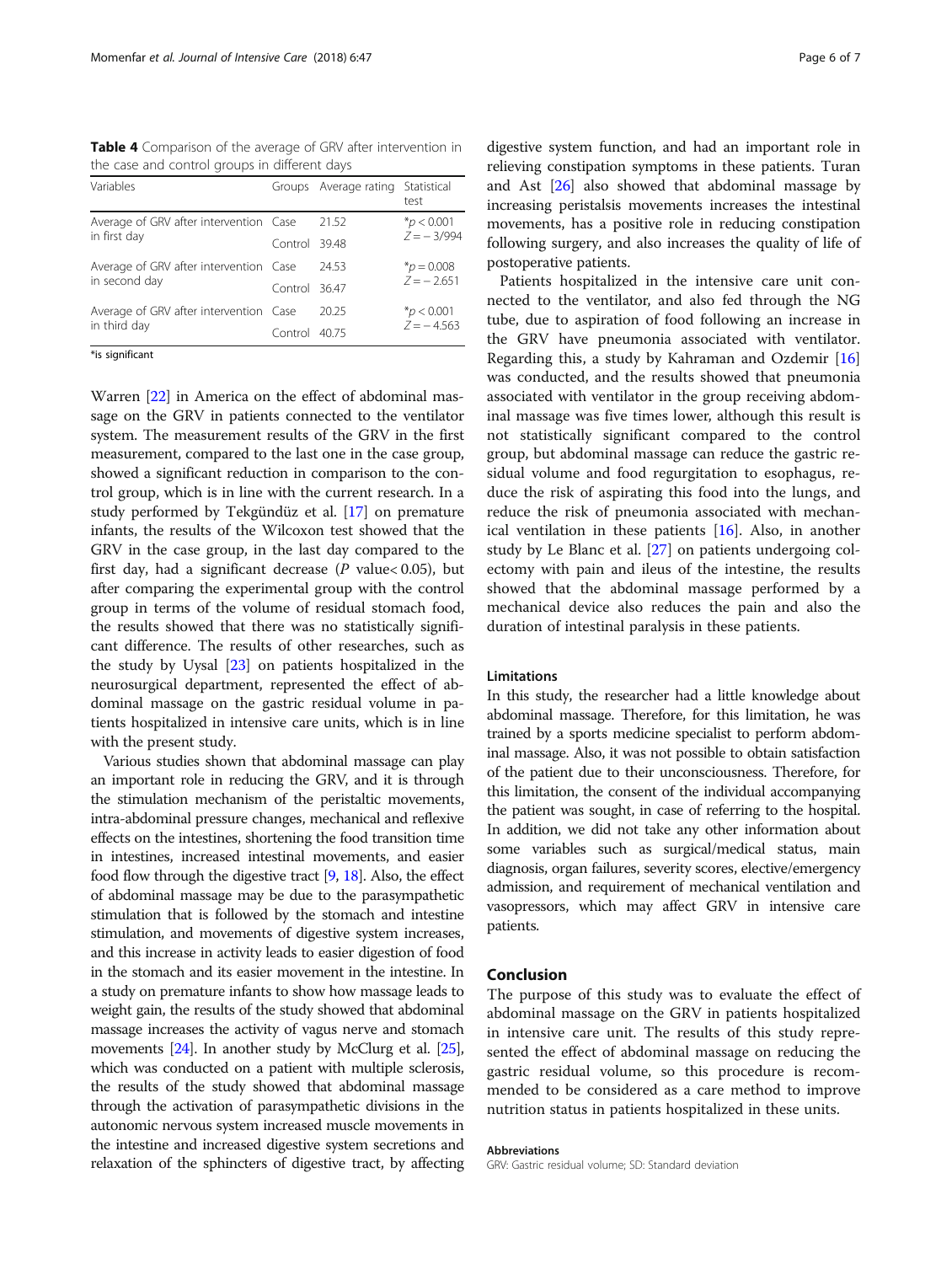**Table 4** Comparison of the average of GRV after intervention in the case and control groups in different days

| Variables | Groups | Average rating | Statistical test |
|---|---|---|---|
| Average of GRV after intervention in first day | Case | 21.52 | *$p < 0.001$ $Z = -3/994$ |
| | Control | 39.48 | |
| Average of GRV after intervention in second day | Case | 24.53 | *$p = 0.008$ $Z = -2.651$ |
| | Control | 36.47 | |
| Average of GRV after intervention in third day | Case | 20.25 | *$p < 0.001$ $Z = -4.563$ |
| | Control | 40.75 | |

*is significant

Warren [22] in America on the effect of abdominal massage on the GRV in patients connected to the ventilator system. The measurement results of the GRV in the first measurement, compared to the last one in the case group, showed a significant reduction in comparison to the control group, which is in line with the current research. In a study performed by Tekgündüz et al. [17] on premature infants, the results of the Wilcoxon test showed that the GRV in the case group, in the last day compared to the first day, had a significant decrease ($P$ value< 0.05), but after comparing the experimental group with the control group in terms of the volume of residual stomach food, the results showed that there was no statistically significant difference. The results of other researches, such as the study by Uysal [23] on patients hospitalized in the neurosurgical department, represented the effect of abdominal massage on the gastric residual volume in patients hospitalized in intensive care units, which is in line with the present study.

Various studies shown that abdominal massage can play an important role in reducing the GRV, and it is through the stimulation mechanism of the peristaltic movements, intra-abdominal pressure changes, mechanical and reflexive effects on the intestines, shortening the food transition time in intestines, increased intestinal movements, and easier food flow through the digestive tract [9, 18]. Also, the effect of abdominal massage may be due to the parasympathetic stimulation that is followed by the stomach and intestine stimulation, and movements of digestive system increases, and this increase in activity leads to easier digestion of food in the stomach and its easier movement in the intestine. In a study on premature infants to show how massage leads to weight gain, the results of the study showed that abdominal massage increases the activity of vagus nerve and stomach movements [24]. In another study by McClurg et al. [25], which was conducted on a patient with multiple sclerosis, the results of the study showed that abdominal massage through the activation of parasympathetic divisions in the autonomic nervous system increased muscle movements in the intestine and increased digestive system secretions and relaxation of the sphincters of digestive tract, by affecting digestive system function, and had an important role in relieving constipation symptoms in these patients. Turan and Ast [26] also showed that abdominal massage by increasing peristalsis movements increases the intestinal movements, has a positive role in reducing constipation following surgery, and also increases the quality of life of postoperative patients.

Patients hospitalized in the intensive care unit connected to the ventilator, and also fed through the NG tube, due to aspiration of food following an increase in the GRV have pneumonia associated with ventilator. Regarding this, a study by Kahraman and Ozdemir [16] was conducted, and the results showed that pneumonia associated with ventilator in the group receiving abdominal massage was five times lower, although this result is not statistically significant compared to the control group, but abdominal massage can reduce the gastric residual volume and food regurgitation to esophagus, reduce the risk of aspirating this food into the lungs, and reduce the risk of pneumonia associated with mechanical ventilation in these patients [16]. Also, in another study by Le Blanc et al. [27] on patients undergoing colectomy with pain and ileus of the intestine, the results showed that the abdominal massage performed by a mechanical device also reduces the pain and also the duration of intestinal paralysis in these patients.

### Limitations

In this study, the researcher had a little knowledge about abdominal massage. Therefore, for this limitation, he was trained by a sports medicine specialist to perform abdominal massage. Also, it was not possible to obtain satisfaction of the patient due to their unconsciousness. Therefore, for this limitation, the consent of the individual accompanying the patient was sought, in case of referring to the hospital. In addition, we did not take any other information about some variables such as surgical/medical status, main diagnosis, organ failures, severity scores, elective/emergency admission, and requirement of mechanical ventilation and vasopressors, which may affect GRV in intensive care patients.

## Conclusion

The purpose of this study was to evaluate the effect of abdominal massage on the GRV in patients hospitalized in intensive care unit. The results of this study represented the effect of abdominal massage on reducing the gastric residual volume, so this procedure is recommended to be considered as a care method to improve nutrition status in patients hospitalized in these units.

#### Abbreviations

GRV: Gastric residual volume; SD: Standard deviation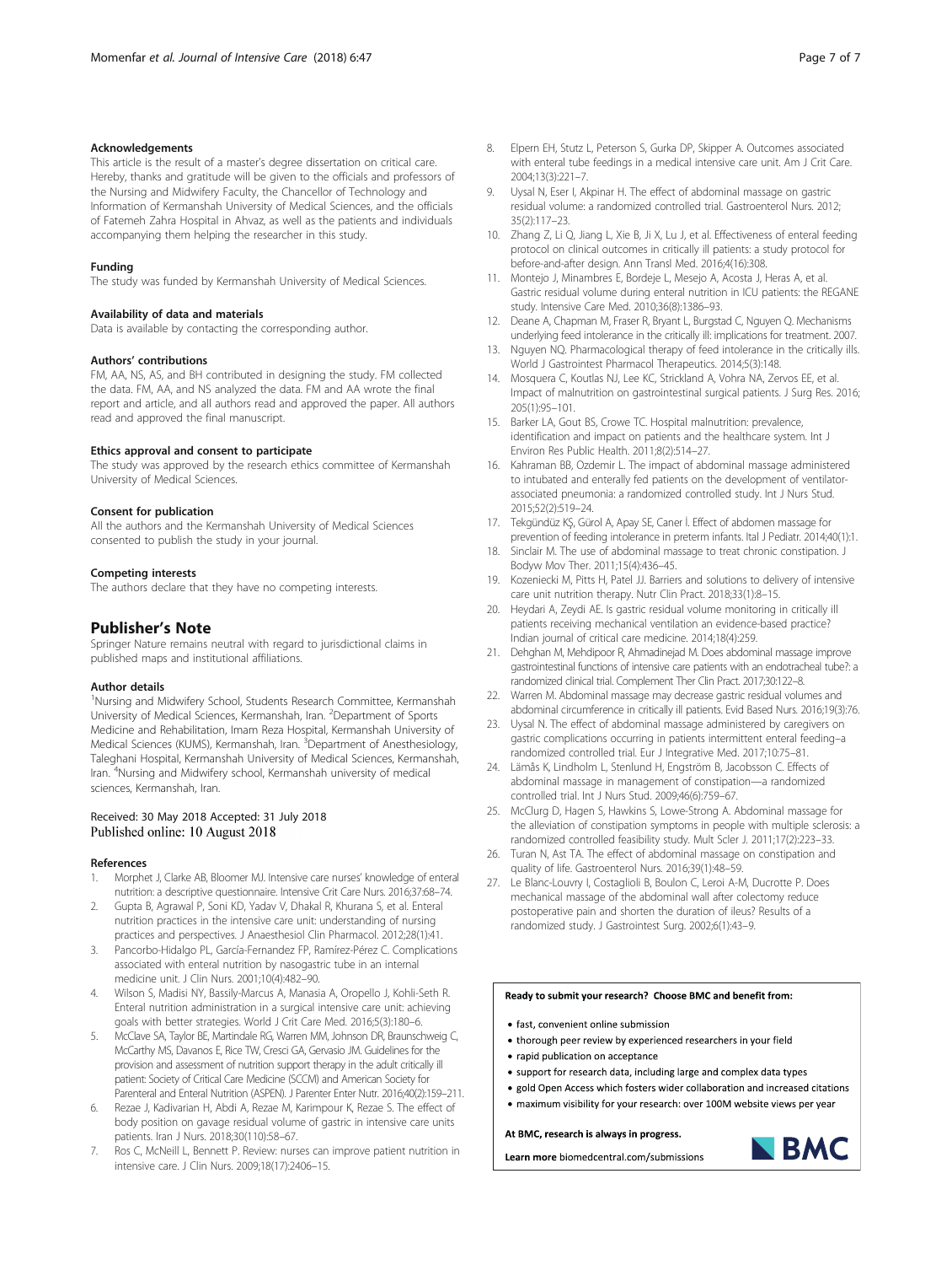#### Acknowledgements
This article is the result of a master's degree dissertation on critical care. Hereby, thanks and gratitude will be given to the officials and professors of the Nursing and Midwifery Faculty, the Chancellor of Technology and Information of Kermanshah University of Medical Sciences, and the officials of Fatemeh Zahra Hospital in Ahvaz, as well as the patients and individuals accompanying them helping the researcher in this study.

#### Funding
The study was funded by Kermanshah University of Medical Sciences.

#### Availability of data and materials
Data is available by contacting the corresponding author.

#### Authors' contributions
FM, AA, NS, AS, and BH contributed in designing the study. FM collected the data. FM, AA, and NS analyzed the data. FM and AA wrote the final report and article, and all authors read and approved the paper. All authors read and approved the final manuscript.

#### Ethics approval and consent to participate
The study was approved by the research ethics committee of Kermanshah University of Medical Sciences.

#### Consent for publication
All the authors and the Kermanshah University of Medical Sciences consented to publish the study in your journal.

#### Competing interests
The authors declare that they have no competing interests.

### Publisher's Note
Springer Nature remains neutral with regard to jurisdictional claims in published maps and institutional affiliations.

#### Author details
[1]Nursing and Midwifery School, Students Research Committee, Kermanshah University of Medical Sciences, Kermanshah, Iran. [2]Department of Sports Medicine and Rehabilitation, Imam Reza Hospital, Kermanshah University of Medical Sciences (KUMS), Kermanshah, Iran. [3]Department of Anesthesiology, Taleghani Hospital, Kermanshah University of Medical Sciences, Kermanshah, Iran. [4]Nursing and Midwifery school, Kermanshah university of medical sciences, Kermanshah, Iran.

Received: 30 May 2018 Accepted: 31 July 2018
Published online: 10 August 2018

#### References
1. Morphet J, Clarke AB, Bloomer MJ. Intensive care nurses' knowledge of enteral nutrition: a descriptive questionnaire. Intensive Crit Care Nurs. 2016;37:68–74.
2. Gupta B, Agrawal P, Soni KD, Yadav V, Dhakal R, Khurana S, et al. Enteral nutrition practices in the intensive care unit: understanding of nursing practices and perspectives. J Anaesthesiol Clin Pharmacol. 2012;28(1):41.
3. Pancorbo-Hidalgo PL, García-Fernandez FP, Ramírez-Pérez C. Complications associated with enteral nutrition by nasogastric tube in an internal medicine unit. J Clin Nurs. 2001;10(4):482–90.
4. Wilson S, Madisi NY, Bassily-Marcus A, Manasia A, Oropello J, Kohli-Seth R. Enteral nutrition administration in a surgical intensive care unit: achieving goals with better strategies. World J Crit Care Med. 2016;5(3):180–6.
5. McClave SA, Taylor BE, Martindale RG, Warren MM, Johnson DR, Braunschweig C, McCarthy MS, Davanos E, Rice TW, Cresci GA, Gervasio JM. Guidelines for the provision and assessment of nutrition support therapy in the adult critically ill patient: Society of Critical Care Medicine (SCCM) and American Society for Parenteral and Enteral Nutrition (ASPEN). J Parenter Enter Nutr. 2016;40(2):159–211.
6. Rezae J, Kadivarian H, Abdi A, Rezae M, Karimpour K, Rezae S. The effect of body position on gavage residual volume of gastric in intensive care units patients. Iran J Nurs. 2018;30(110):58–67.
7. Ros C, McNeill L, Bennett P. Review: nurses can improve patient nutrition in intensive care. J Clin Nurs. 2009;18(17):2406–15.
8. Elpern EH, Stutz L, Peterson S, Gurka DP, Skipper A. Outcomes associated with enteral tube feedings in a medical intensive care unit. Am J Crit Care. 2004;13(3):221–7.
9. Uysal N, Eser I, Akpinar H. The effect of abdominal massage on gastric residual volume: a randomized controlled trial. Gastroenterol Nurs. 2012; 35(2):117–23.
10. Zhang Z, Li Q, Jiang L, Xie B, Ji X, Lu J, et al. Effectiveness of enteral feeding protocol on clinical outcomes in critically ill patients: a study protocol for before-and-after design. Ann Transl Med. 2016;4(16):308.
11. Montejo J, Minambres E, Bordeje L, Mesejo A, Acosta J, Heras A, et al. Gastric residual volume during enteral nutrition in ICU patients: the REGANE study. Intensive Care Med. 2010;36(8):1386–93.
12. Deane A, Chapman M, Fraser R, Bryant L, Burgstad C, Nguyen Q. Mechanisms underlying feed intolerance in the critically ill: implications for treatment. 2007.
13. Nguyen NQ. Pharmacological therapy of feed intolerance in the critically ills. World J Gastrointest Pharmacol Therapeutics. 2014;5(3):148.
14. Mosquera C, Koutlas NJ, Lee KC, Strickland A, Vohra NA, Zervos EE, et al. Impact of malnutrition on gastrointestinal surgical patients. J Surg Res. 2016; 205(1):95–101.
15. Barker LA, Gout BS, Crowe TC. Hospital malnutrition: prevalence, identification and impact on patients and the healthcare system. Int J Environ Res Public Health. 2011;8(2):514–27.
16. Kahraman BB, Ozdemir L. The impact of abdominal massage administered to intubated and enterally fed patients on the development of ventilator-associated pneumonia: a randomized controlled study. Int J Nurs Stud. 2015;52(2):519–24.
17. Tekgündüz KŞ, Gürol A, Apay SE, Caner İ. Effect of abdomen massage for prevention of feeding intolerance in preterm infants. Ital J Pediatr. 2014;40(1):1.
18. Sinclair M. The use of abdominal massage to treat chronic constipation. J Bodyw Mov Ther. 2011;15(4):436–45.
19. Kozeniecki M, Pitts H, Patel JJ. Barriers and solutions to delivery of intensive care unit nutrition therapy. Nutr Clin Pract. 2018;33(1):8–15.
20. Heydari A, Zeydi AE. Is gastric residual volume monitoring in critically ill patients receiving mechanical ventilation an evidence-based practice? Indian journal of critical care medicine. 2014;18(4):259.
21. Dehghan M, Mehdipoor R, Ahmadinejad M. Does abdominal massage improve gastrointestinal functions of intensive care patients with an endotracheal tube?: a randomized clinical trial. Complement Ther Clin Pract. 2017;30:122–8.
22. Warren M. Abdominal massage may decrease gastric residual volumes and abdominal circumference in critically ill patients. Evid Based Nurs. 2016;19(3):76.
23. Uysal N. The effect of abdominal massage administered by caregivers on gastric complications occurring in patients intermittent enteral feeding–a randomized controlled trial. Eur J Integrative Med. 2017;10:75–81.
24. Lämås K, Lindholm L, Stenlund H, Engström B, Jacobsson C. Effects of abdominal massage in management of constipation—a randomized controlled trial. Int J Nurs Stud. 2009;46(6):759–67.
25. McClurg D, Hagen S, Hawkins S, Lowe-Strong A. Abdominal massage for the alleviation of constipation symptoms in people with multiple sclerosis: a randomized controlled feasibility study. Mult Scler J. 2011;17(2):223–33.
26. Turan N, Ast TA. The effect of abdominal massage on constipation and quality of life. Gastroenterol Nurs. 2016;39(1):48–59.
27. Le Blanc-Louvry I, Costaglioli B, Boulon C, Leroi A-M, Ducrotte P. Does mechanical massage of the abdominal wall after colectomy reduce postoperative pain and shorten the duration of ileus? Results of a randomized study. J Gastrointest Surg. 2002;6(1):43–9.

**Ready to submit your research? Choose BMC and benefit from:**

- fast, convenient online submission
- thorough peer review by experienced researchers in your field
- rapid publication on acceptance
- support for research data, including large and complex data types
- gold Open Access which fosters wider collaboration and increased citations
- maximum visibility for your research: over 100M website views per year

**At BMC, research is always in progress.**

**Learn more** biomedcentral.com/submissions

BMC